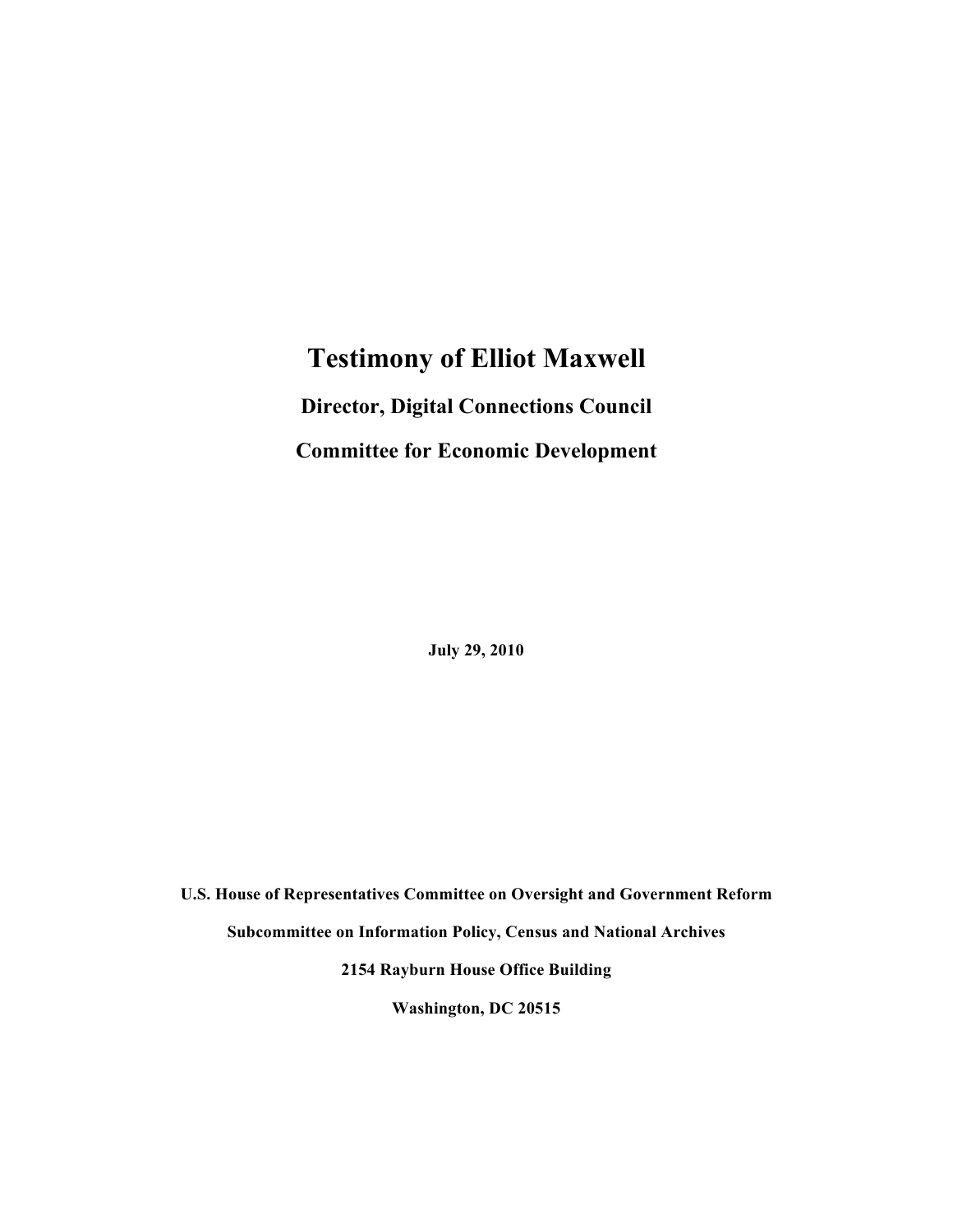# Testimony of Elliot Maxwell

**Director, Digital Connections Council**

**Committee for Economic Development**

**July 29, 2010**

**U.S. House of Representatives Committee on Oversight and Government Reform**

**Subcommittee on Information Policy, Census and National Archives**

**2154 Rayburn House Office Building**

**Washington, DC 20515**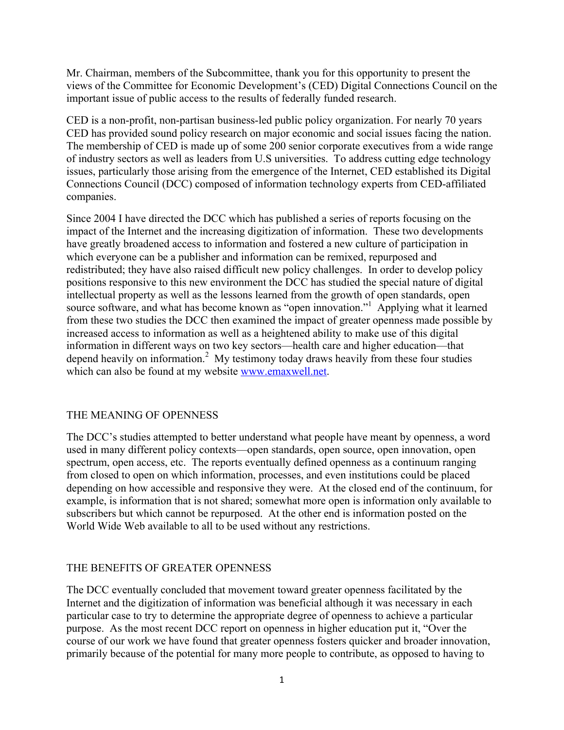Mr. Chairman, members of the Subcommittee, thank you for this opportunity to present the views of the Committee for Economic Development's (CED) Digital Connections Council on the important issue of public access to the results of federally funded research.

CED is a non-profit, non-partisan business-led public policy organization. For nearly 70 years CED has provided sound policy research on major economic and social issues facing the nation. The membership of CED is made up of some 200 senior corporate executives from a wide range of industry sectors as well as leaders from U.S universities. To address cutting edge technology issues, particularly those arising from the emergence of the Internet, CED established its Digital Connections Council (DCC) composed of information technology experts from CED-affiliated companies.

Since 2004 I have directed the DCC which has published a series of reports focusing on the impact of the Internet and the increasing digitization of information. These two developments have greatly broadened access to information and fostered a new culture of participation in which everyone can be a publisher and information can be remixed, repurposed and redistributed; they have also raised difficult new policy challenges. In order to develop policy positions responsive to this new environment the DCC has studied the special nature of digital intellectual property as well as the lessons learned from the growth of open standards, open source software, and what has become known as "open innovation."[1] Applying what it learned from these two studies the DCC then examined the impact of greater openness made possible by increased access to information as well as a heightened ability to make use of this digital information in different ways on two key sectors—health care and higher education—that depend heavily on information.[2] My testimony today draws heavily from these four studies which can also be found at my website [www.emaxwell.net](www.emaxwell.net).

## THE MEANING OF OPENNESS

The DCC's studies attempted to better understand what people have meant by openness, a word used in many different policy contexts—open standards, open source, open innovation, open spectrum, open access, etc. The reports eventually defined openness as a continuum ranging from closed to open on which information, processes, and even institutions could be placed depending on how accessible and responsive they were. At the closed end of the continuum, for example, is information that is not shared; somewhat more open is information only available to subscribers but which cannot be repurposed. At the other end is information posted on the World Wide Web available to all to be used without any restrictions.

## THE BENEFITS OF GREATER OPENNESS

The DCC eventually concluded that movement toward greater openness facilitated by the Internet and the digitization of information was beneficial although it was necessary in each particular case to try to determine the appropriate degree of openness to achieve a particular purpose. As the most recent DCC report on openness in higher education put it, "Over the course of our work we have found that greater openness fosters quicker and broader innovation, primarily because of the potential for many more people to contribute, as opposed to having to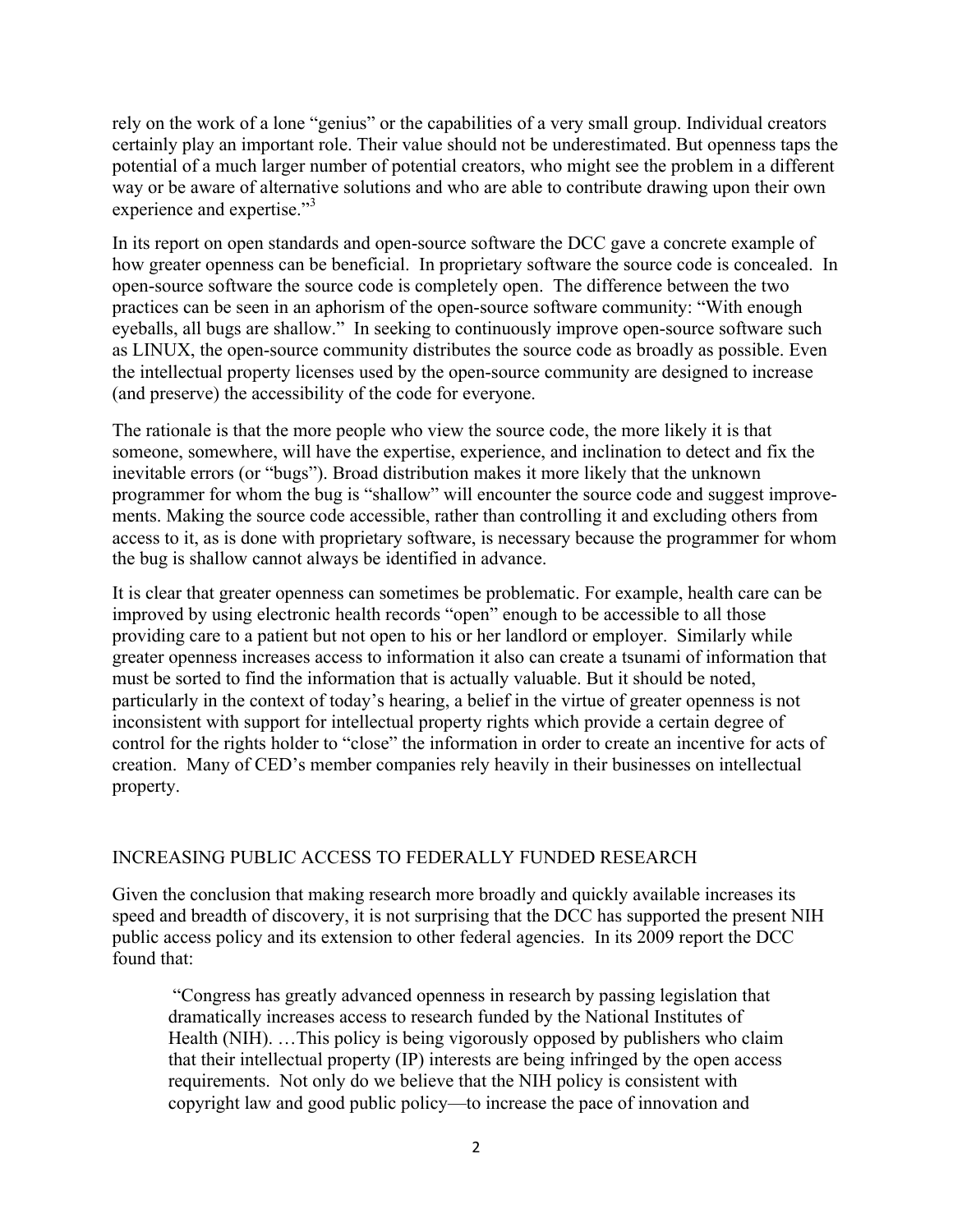rely on the work of a lone "genius" or the capabilities of a very small group. Individual creators certainly play an important role. Their value should not be underestimated. But openness taps the potential of a much larger number of potential creators, who might see the problem in a different way or be aware of alternative solutions and who are able to contribute drawing upon their own experience and expertise."[3]

In its report on open standards and open-source software the DCC gave a concrete example of how greater openness can be beneficial. In proprietary software the source code is concealed. In open-source software the source code is completely open. The difference between the two practices can be seen in an aphorism of the open-source software community: "With enough eyeballs, all bugs are shallow." In seeking to continuously improve open-source software such as LINUX, the open-source community distributes the source code as broadly as possible. Even the intellectual property licenses used by the open-source community are designed to increase (and preserve) the accessibility of the code for everyone.

The rationale is that the more people who view the source code, the more likely it is that someone, somewhere, will have the expertise, experience, and inclination to detect and fix the inevitable errors (or "bugs"). Broad distribution makes it more likely that the unknown programmer for whom the bug is "shallow" will encounter the source code and suggest improvements. Making the source code accessible, rather than controlling it and excluding others from access to it, as is done with proprietary software, is necessary because the programmer for whom the bug is shallow cannot always be identified in advance.

It is clear that greater openness can sometimes be problematic. For example, health care can be improved by using electronic health records "open" enough to be accessible to all those providing care to a patient but not open to his or her landlord or employer. Similarly while greater openness increases access to information it also can create a tsunami of information that must be sorted to find the information that is actually valuable. But it should be noted, particularly in the context of today's hearing, a belief in the virtue of greater openness is not inconsistent with support for intellectual property rights which provide a certain degree of control for the rights holder to "close" the information in order to create an incentive for acts of creation. Many of CED's member companies rely heavily in their businesses on intellectual property.

## INCREASING PUBLIC ACCESS TO FEDERALLY FUNDED RESEARCH

Given the conclusion that making research more broadly and quickly available increases its speed and breadth of discovery, it is not surprising that the DCC has supported the present NIH public access policy and its extension to other federal agencies. In its 2009 report the DCC found that:

> "Congress has greatly advanced openness in research by passing legislation that dramatically increases access to research funded by the National Institutes of Health (NIH). …This policy is being vigorously opposed by publishers who claim that their intellectual property (IP) interests are being infringed by the open access requirements. Not only do we believe that the NIH policy is consistent with copyright law and good public policy—to increase the pace of innovation and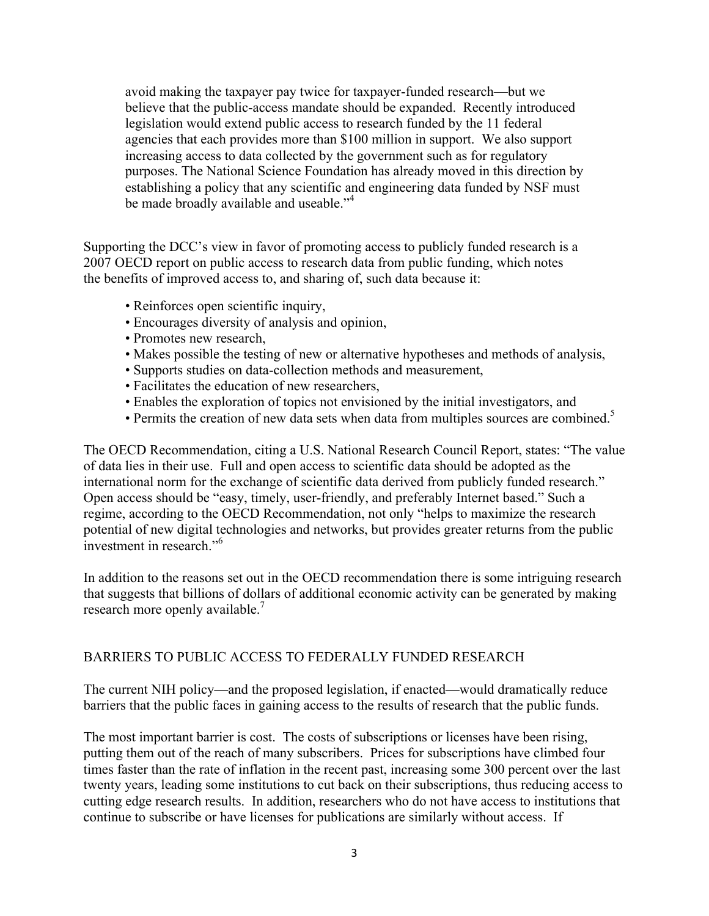avoid making the taxpayer pay twice for taxpayer-funded research—but we believe that the public-access mandate should be expanded. Recently introduced legislation would extend public access to research funded by the 11 federal agencies that each provides more than $100 million in support. We also support increasing access to data collected by the government such as for regulatory purposes. The National Science Foundation has already moved in this direction by establishing a policy that any scientific and engineering data funded by NSF must be made broadly available and useable."[4]

Supporting the DCC's view in favor of promoting access to publicly funded research is a 2007 OECD report on public access to research data from public funding, which notes the benefits of improved access to, and sharing of, such data because it:

- Reinforces open scientific inquiry,
- Encourages diversity of analysis and opinion,
- Promotes new research,
- Makes possible the testing of new or alternative hypotheses and methods of analysis,
- Supports studies on data-collection methods and measurement,
- Facilitates the education of new researchers,
- Enables the exploration of topics not envisioned by the initial investigators, and
- Permits the creation of new data sets when data from multiples sources are combined.[5]

The OECD Recommendation, citing a U.S. National Research Council Report, states: "The value of data lies in their use. Full and open access to scientific data should be adopted as the international norm for the exchange of scientific data derived from publicly funded research." Open access should be "easy, timely, user-friendly, and preferably Internet based." Such a regime, according to the OECD Recommendation, not only "helps to maximize the research potential of new digital technologies and networks, but provides greater returns from the public investment in research."[6]

In addition to the reasons set out in the OECD recommendation there is some intriguing research that suggests that billions of dollars of additional economic activity can be generated by making research more openly available.[7]

## BARRIERS TO PUBLIC ACCESS TO FEDERALLY FUNDED RESEARCH

The current NIH policy—and the proposed legislation, if enacted—would dramatically reduce barriers that the public faces in gaining access to the results of research that the public funds.

The most important barrier is cost. The costs of subscriptions or licenses have been rising, putting them out of the reach of many subscribers. Prices for subscriptions have climbed four times faster than the rate of inflation in the recent past, increasing some 300 percent over the last twenty years, leading some institutions to cut back on their subscriptions, thus reducing access to cutting edge research results. In addition, researchers who do not have access to institutions that continue to subscribe or have licenses for publications are similarly without access. If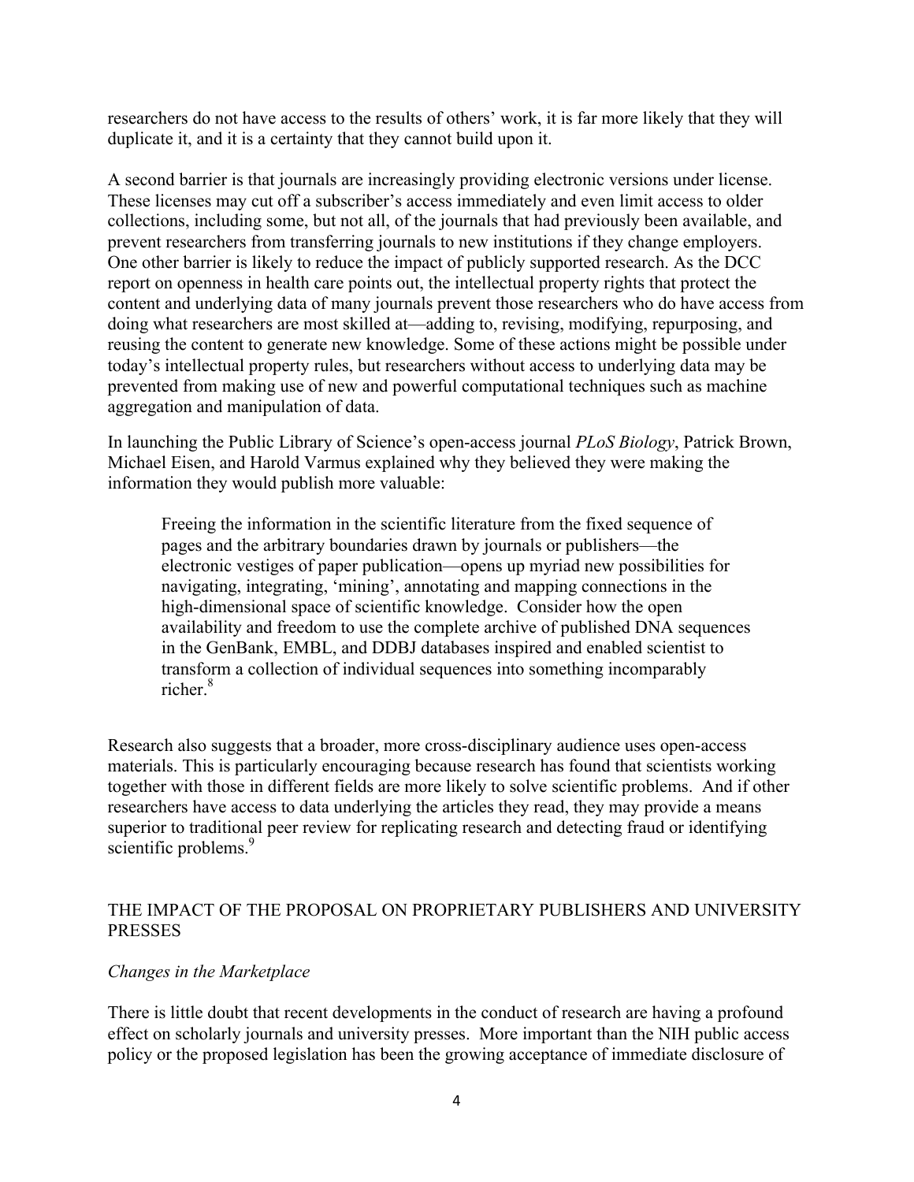researchers do not have access to the results of others' work, it is far more likely that they will duplicate it, and it is a certainty that they cannot build upon it.

A second barrier is that journals are increasingly providing electronic versions under license. These licenses may cut off a subscriber's access immediately and even limit access to older collections, including some, but not all, of the journals that had previously been available, and prevent researchers from transferring journals to new institutions if they change employers. One other barrier is likely to reduce the impact of publicly supported research. As the DCC report on openness in health care points out, the intellectual property rights that protect the content and underlying data of many journals prevent those researchers who do have access from doing what researchers are most skilled at—adding to, revising, modifying, repurposing, and reusing the content to generate new knowledge. Some of these actions might be possible under today's intellectual property rules, but researchers without access to underlying data may be prevented from making use of new and powerful computational techniques such as machine aggregation and manipulation of data.

In launching the Public Library of Science's open-access journal *PLoS Biology*, Patrick Brown, Michael Eisen, and Harold Varmus explained why they believed they were making the information they would publish more valuable:

> Freeing the information in the scientific literature from the fixed sequence of pages and the arbitrary boundaries drawn by journals or publishers—the electronic vestiges of paper publication—opens up myriad new possibilities for navigating, integrating, 'mining', annotating and mapping connections in the high-dimensional space of scientific knowledge. Consider how the open availability and freedom to use the complete archive of published DNA sequences in the GenBank, EMBL, and DDBJ databases inspired and enabled scientist to transform a collection of individual sequences into something incomparably richer.[8]

Research also suggests that a broader, more cross-disciplinary audience uses open-access materials. This is particularly encouraging because research has found that scientists working together with those in different fields are more likely to solve scientific problems. And if other researchers have access to data underlying the articles they read, they may provide a means superior to traditional peer review for replicating research and detecting fraud or identifying scientific problems.[9]

## THE IMPACT OF THE PROPOSAL ON PROPRIETARY PUBLISHERS AND UNIVERSITY PRESSES

### *Changes in the Marketplace*

There is little doubt that recent developments in the conduct of research are having a profound effect on scholarly journals and university presses. More important than the NIH public access policy or the proposed legislation has been the growing acceptance of immediate disclosure of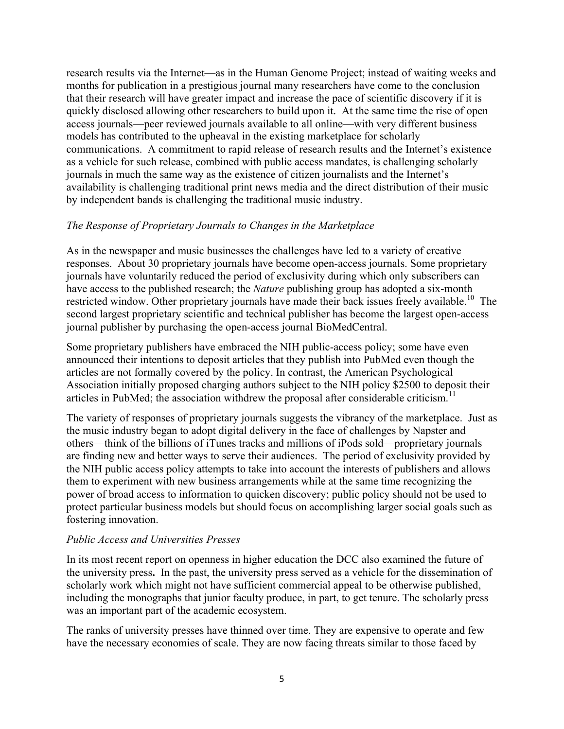research results via the Internet—as in the Human Genome Project; instead of waiting weeks and months for publication in a prestigious journal many researchers have come to the conclusion that their research will have greater impact and increase the pace of scientific discovery if it is quickly disclosed allowing other researchers to build upon it. At the same time the rise of open access journals—peer reviewed journals available to all online—with very different business models has contributed to the upheaval in the existing marketplace for scholarly communications. A commitment to rapid release of research results and the Internet's existence as a vehicle for such release, combined with public access mandates, is challenging scholarly journals in much the same way as the existence of citizen journalists and the Internet's availability is challenging traditional print news media and the direct distribution of their music by independent bands is challenging the traditional music industry.

*The Response of Proprietary Journals to Changes in the Marketplace*

As in the newspaper and music businesses the challenges have led to a variety of creative responses. About 30 proprietary journals have become open-access journals. Some proprietary journals have voluntarily reduced the period of exclusivity during which only subscribers can have access to the published research; the *Nature* publishing group has adopted a six-month restricted window. Other proprietary journals have made their back issues freely available.[10] The second largest proprietary scientific and technical publisher has become the largest open-access journal publisher by purchasing the open-access journal BioMedCentral.

Some proprietary publishers have embraced the NIH public-access policy; some have even announced their intentions to deposit articles that they publish into PubMed even though the articles are not formally covered by the policy. In contrast, the American Psychological Association initially proposed charging authors subject to the NIH policy $2500 to deposit their articles in PubMed; the association withdrew the proposal after considerable criticism.[11]

The variety of responses of proprietary journals suggests the vibrancy of the marketplace. Just as the music industry began to adopt digital delivery in the face of challenges by Napster and others—think of the billions of iTunes tracks and millions of iPods sold—proprietary journals are finding new and better ways to serve their audiences. The period of exclusivity provided by the NIH public access policy attempts to take into account the interests of publishers and allows them to experiment with new business arrangements while at the same time recognizing the power of broad access to information to quicken discovery; public policy should not be used to protect particular business models but should focus on accomplishing larger social goals such as fostering innovation.

*Public Access and Universities Presses*

In its most recent report on openness in higher education the DCC also examined the future of the university press**.** In the past, the university press served as a vehicle for the dissemination of scholarly work which might not have sufficient commercial appeal to be otherwise published, including the monographs that junior faculty produce, in part, to get tenure. The scholarly press was an important part of the academic ecosystem.

The ranks of university presses have thinned over time. They are expensive to operate and few have the necessary economies of scale. They are now facing threats similar to those faced by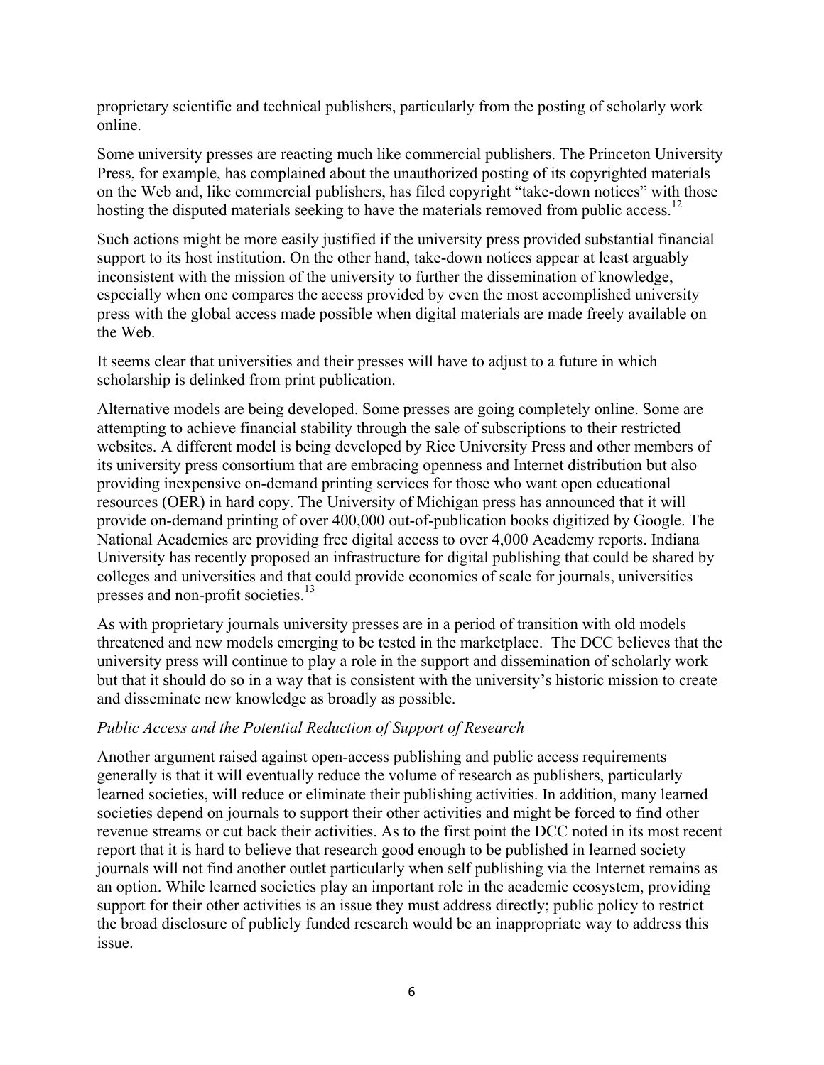proprietary scientific and technical publishers, particularly from the posting of scholarly work online.

Some university presses are reacting much like commercial publishers. The Princeton University Press, for example, has complained about the unauthorized posting of its copyrighted materials on the Web and, like commercial publishers, has filed copyright "take-down notices" with those hosting the disputed materials seeking to have the materials removed from public access.[12]

Such actions might be more easily justified if the university press provided substantial financial support to its host institution. On the other hand, take-down notices appear at least arguably inconsistent with the mission of the university to further the dissemination of knowledge, especially when one compares the access provided by even the most accomplished university press with the global access made possible when digital materials are made freely available on the Web.

It seems clear that universities and their presses will have to adjust to a future in which scholarship is delinked from print publication.

Alternative models are being developed. Some presses are going completely online. Some are attempting to achieve financial stability through the sale of subscriptions to their restricted websites. A different model is being developed by Rice University Press and other members of its university press consortium that are embracing openness and Internet distribution but also providing inexpensive on-demand printing services for those who want open educational resources (OER) in hard copy. The University of Michigan press has announced that it will provide on-demand printing of over 400,000 out-of-publication books digitized by Google. The National Academies are providing free digital access to over 4,000 Academy reports. Indiana University has recently proposed an infrastructure for digital publishing that could be shared by colleges and universities and that could provide economies of scale for journals, universities presses and non-profit societies.[13]

As with proprietary journals university presses are in a period of transition with old models threatened and new models emerging to be tested in the marketplace. The DCC believes that the university press will continue to play a role in the support and dissemination of scholarly work but that it should do so in a way that is consistent with the university's historic mission to create and disseminate new knowledge as broadly as possible.

*Public Access and the Potential Reduction of Support of Research*

Another argument raised against open-access publishing and public access requirements generally is that it will eventually reduce the volume of research as publishers, particularly learned societies, will reduce or eliminate their publishing activities. In addition, many learned societies depend on journals to support their other activities and might be forced to find other revenue streams or cut back their activities. As to the first point the DCC noted in its most recent report that it is hard to believe that research good enough to be published in learned society journals will not find another outlet particularly when self publishing via the Internet remains as an option. While learned societies play an important role in the academic ecosystem, providing support for their other activities is an issue they must address directly; public policy to restrict the broad disclosure of publicly funded research would be an inappropriate way to address this issue.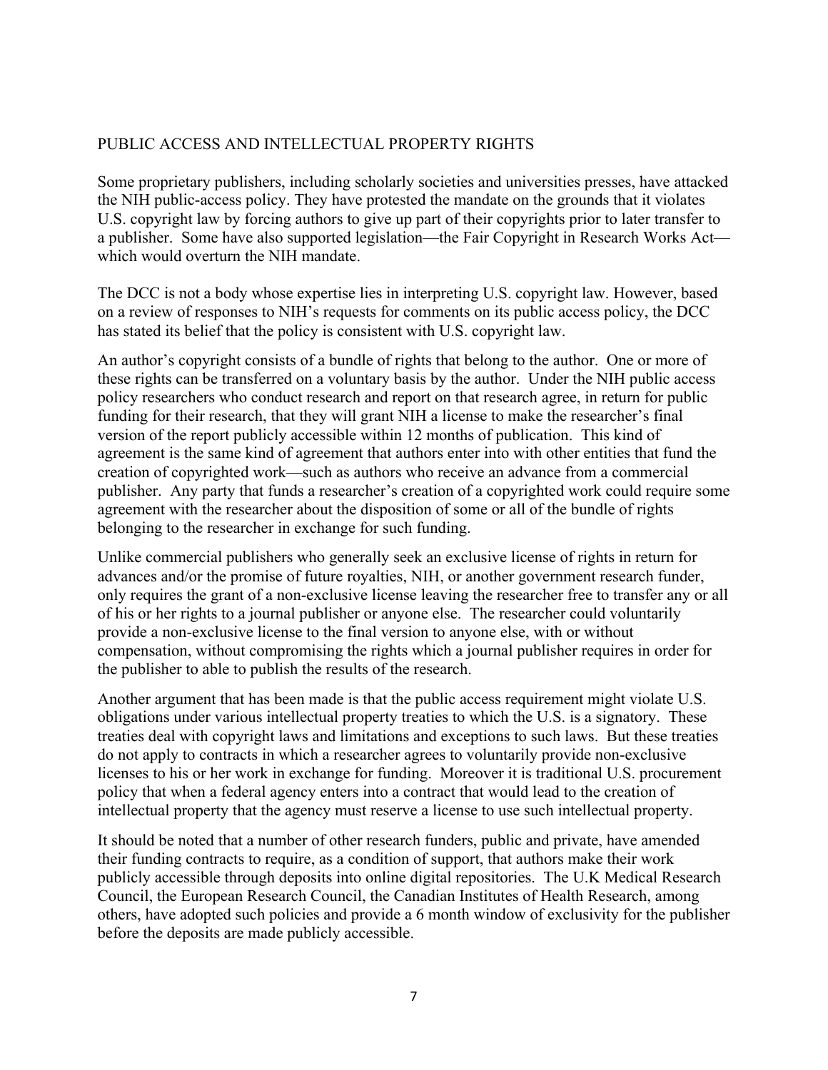## PUBLIC ACCESS AND INTELLECTUAL PROPERTY RIGHTS

Some proprietary publishers, including scholarly societies and universities presses, have attacked the NIH public-access policy. They have protested the mandate on the grounds that it violates U.S. copyright law by forcing authors to give up part of their copyrights prior to later transfer to a publisher. Some have also supported legislation—the Fair Copyright in Research Works Act—which would overturn the NIH mandate.

The DCC is not a body whose expertise lies in interpreting U.S. copyright law. However, based on a review of responses to NIH's requests for comments on its public access policy, the DCC has stated its belief that the policy is consistent with U.S. copyright law.

An author's copyright consists of a bundle of rights that belong to the author. One or more of these rights can be transferred on a voluntary basis by the author. Under the NIH public access policy researchers who conduct research and report on that research agree, in return for public funding for their research, that they will grant NIH a license to make the researcher's final version of the report publicly accessible within 12 months of publication. This kind of agreement is the same kind of agreement that authors enter into with other entities that fund the creation of copyrighted work—such as authors who receive an advance from a commercial publisher. Any party that funds a researcher's creation of a copyrighted work could require some agreement with the researcher about the disposition of some or all of the bundle of rights belonging to the researcher in exchange for such funding.

Unlike commercial publishers who generally seek an exclusive license of rights in return for advances and/or the promise of future royalties, NIH, or another government research funder, only requires the grant of a non-exclusive license leaving the researcher free to transfer any or all of his or her rights to a journal publisher or anyone else. The researcher could voluntarily provide a non-exclusive license to the final version to anyone else, with or without compensation, without compromising the rights which a journal publisher requires in order for the publisher to able to publish the results of the research.

Another argument that has been made is that the public access requirement might violate U.S. obligations under various intellectual property treaties to which the U.S. is a signatory. These treaties deal with copyright laws and limitations and exceptions to such laws. But these treaties do not apply to contracts in which a researcher agrees to voluntarily provide non-exclusive licenses to his or her work in exchange for funding. Moreover it is traditional U.S. procurement policy that when a federal agency enters into a contract that would lead to the creation of intellectual property that the agency must reserve a license to use such intellectual property.

It should be noted that a number of other research funders, public and private, have amended their funding contracts to require, as a condition of support, that authors make their work publicly accessible through deposits into online digital repositories. The U.K Medical Research Council, the European Research Council, the Canadian Institutes of Health Research, among others, have adopted such policies and provide a 6 month window of exclusivity for the publisher before the deposits are made publicly accessible.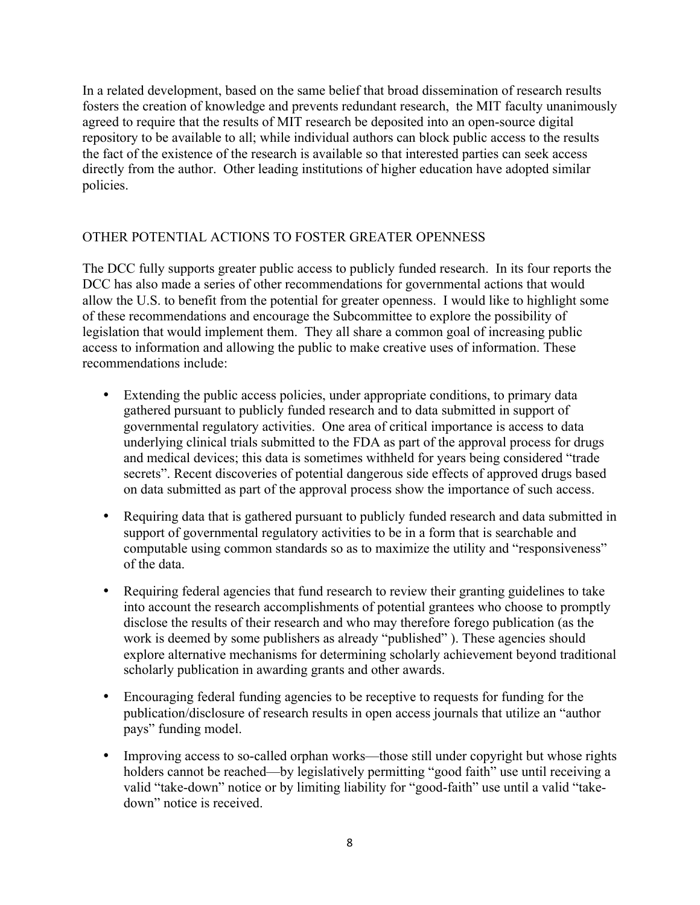In a related development, based on the same belief that broad dissemination of research results fosters the creation of knowledge and prevents redundant research, the MIT faculty unanimously agreed to require that the results of MIT research be deposited into an open-source digital repository to be available to all; while individual authors can block public access to the results the fact of the existence of the research is available so that interested parties can seek access directly from the author. Other leading institutions of higher education have adopted similar policies.

## OTHER POTENTIAL ACTIONS TO FOSTER GREATER OPENNESS

The DCC fully supports greater public access to publicly funded research. In its four reports the DCC has also made a series of other recommendations for governmental actions that would allow the U.S. to benefit from the potential for greater openness. I would like to highlight some of these recommendations and encourage the Subcommittee to explore the possibility of legislation that would implement them. They all share a common goal of increasing public access to information and allowing the public to make creative uses of information. These recommendations include:

- Extending the public access policies, under appropriate conditions, to primary data gathered pursuant to publicly funded research and to data submitted in support of governmental regulatory activities. One area of critical importance is access to data underlying clinical trials submitted to the FDA as part of the approval process for drugs and medical devices; this data is sometimes withheld for years being considered "trade secrets". Recent discoveries of potential dangerous side effects of approved drugs based on data submitted as part of the approval process show the importance of such access.
- Requiring data that is gathered pursuant to publicly funded research and data submitted in support of governmental regulatory activities to be in a form that is searchable and computable using common standards so as to maximize the utility and "responsiveness" of the data.
- Requiring federal agencies that fund research to review their granting guidelines to take into account the research accomplishments of potential grantees who choose to promptly disclose the results of their research and who may therefore forego publication (as the work is deemed by some publishers as already "published" ). These agencies should explore alternative mechanisms for determining scholarly achievement beyond traditional scholarly publication in awarding grants and other awards.
- Encouraging federal funding agencies to be receptive to requests for funding for the publication/disclosure of research results in open access journals that utilize an "author pays" funding model.
- Improving access to so-called orphan works—those still under copyright but whose rights holders cannot be reached—by legislatively permitting "good faith" use until receiving a valid "take-down" notice or by limiting liability for "good-faith" use until a valid "take-down" notice is received.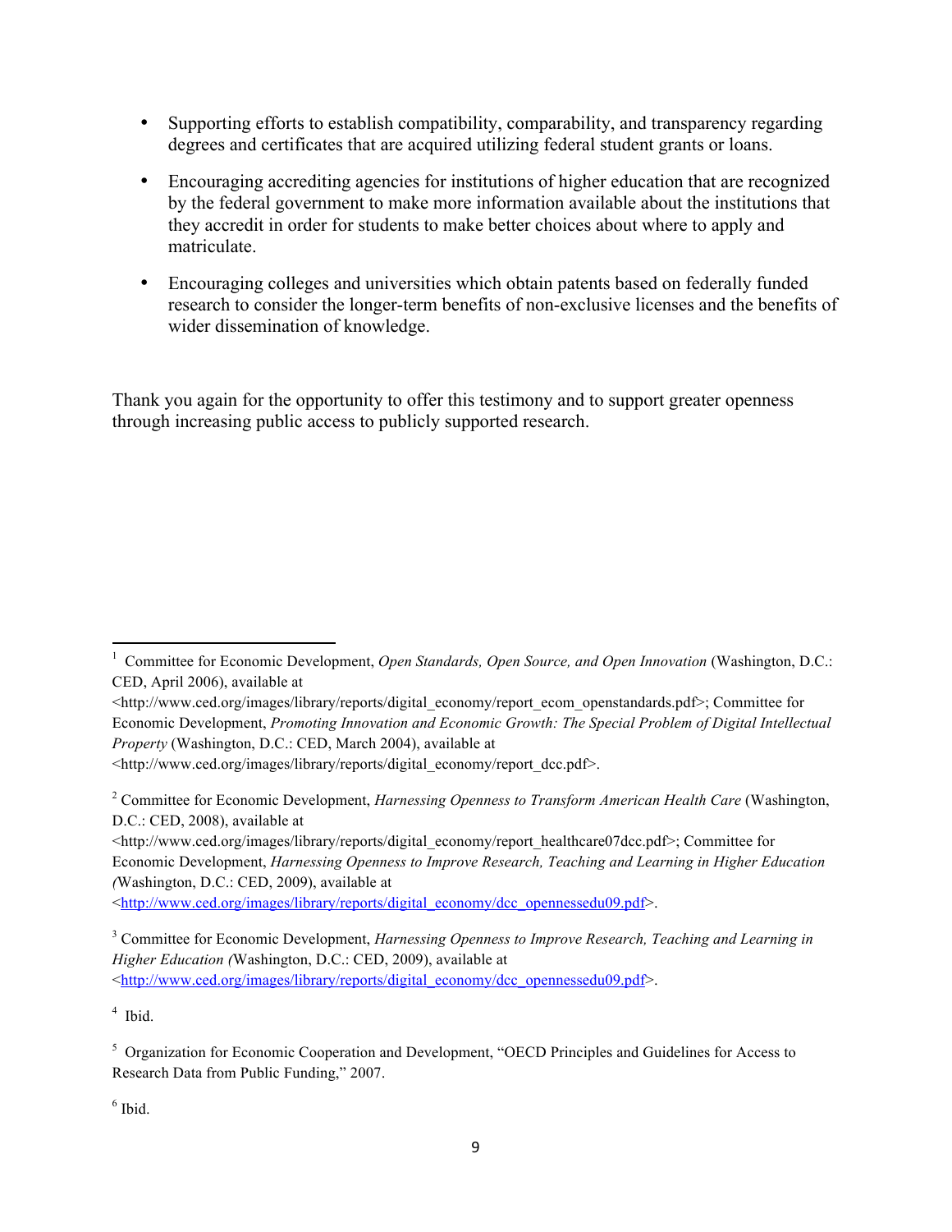- Supporting efforts to establish compatibility, comparability, and transparency regarding degrees and certificates that are acquired utilizing federal student grants or loans.
- Encouraging accrediting agencies for institutions of higher education that are recognized by the federal government to make more information available about the institutions that they accredit in order for students to make better choices about where to apply and matriculate.
- Encouraging colleges and universities which obtain patents based on federally funded research to consider the longer-term benefits of non-exclusive licenses and the benefits of wider dissemination of knowledge.

Thank you again for the opportunity to offer this testimony and to support greater openness through increasing public access to publicly supported research.

---

[1] Committee for Economic Development, *Open Standards, Open Source, and Open Innovation* (Washington, D.C.: CED, April 2006), available at <http://www.ced.org/images/library/reports/digital_economy/report_ecom_openstandards.pdf>; Committee for Economic Development, *Promoting Innovation and Economic Growth: The Special Problem of Digital Intellectual Property* (Washington, D.C.: CED, March 2004), available at <http://www.ced.org/images/library/reports/digital_economy/report_dcc.pdf>.

[2] Committee for Economic Development, *Harnessing Openness to Transform American Health Care* (Washington, D.C.: CED, 2008), available at <http://www.ced.org/images/library/reports/digital_economy/report_healthcare07dcc.pdf>; Committee for Economic Development, *Harnessing Openness to Improve Research, Teaching and Learning in Higher Education (*Washington, D.C.: CED, 2009), available at <http://www.ced.org/images/library/reports/digital_economy/dcc_opennessedu09.pdf>.

[3] Committee for Economic Development, *Harnessing Openness to Improve Research, Teaching and Learning in Higher Education (*Washington, D.C.: CED, 2009), available at <http://www.ced.org/images/library/reports/digital_economy/dcc_opennessedu09.pdf>.

[4] Ibid.

[5] Organization for Economic Cooperation and Development, "OECD Principles and Guidelines for Access to Research Data from Public Funding," 2007.

[6] Ibid.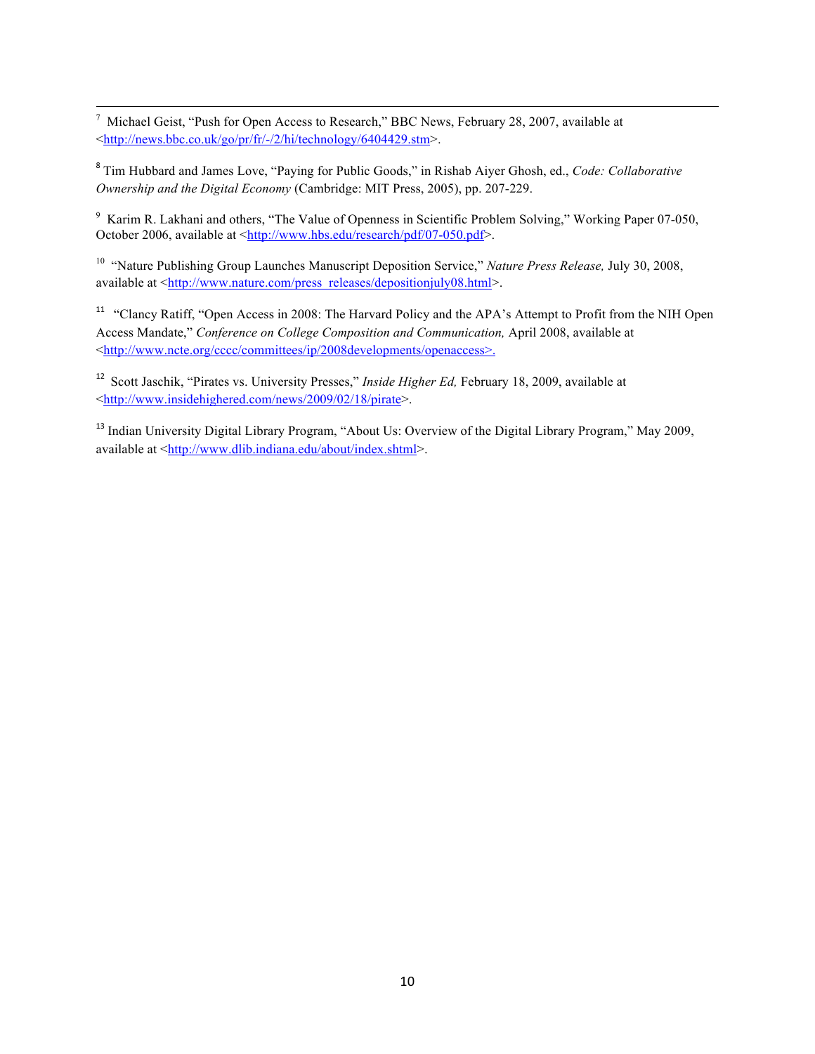[7] Michael Geist, "Push for Open Access to Research," BBC News, February 28, 2007, available at <http://news.bbc.co.uk/go/pr/fr/-/2/hi/technology/6404429.stm>.

[8] Tim Hubbard and James Love, "Paying for Public Goods," in Rishab Aiyer Ghosh, ed., *Code: Collaborative Ownership and the Digital Economy* (Cambridge: MIT Press, 2005), pp. 207-229.

[9] Karim R. Lakhani and others, "The Value of Openness in Scientific Problem Solving," Working Paper 07-050, October 2006, available at <http://www.hbs.edu/research/pdf/07-050.pdf>.

[10] "Nature Publishing Group Launches Manuscript Deposition Service," *Nature Press Release,* July 30, 2008, available at <http://www.nature.com/press_releases/depositionjuly08.html>.

[11] "Clancy Ratiff, "Open Access in 2008: The Harvard Policy and the APA's Attempt to Profit from the NIH Open Access Mandate," *Conference on College Composition and Communication,* April 2008, available at <http://www.ncte.org/cccc/committees/ip/2008developments/openaccess>.

[12] Scott Jaschik, "Pirates vs. University Presses," *Inside Higher Ed,* February 18, 2009, available at <http://www.insidehighered.com/news/2009/02/18/pirate>.

[13] Indian University Digital Library Program, "About Us: Overview of the Digital Library Program," May 2009, available at <http://www.dlib.indiana.edu/about/index.shtml>.